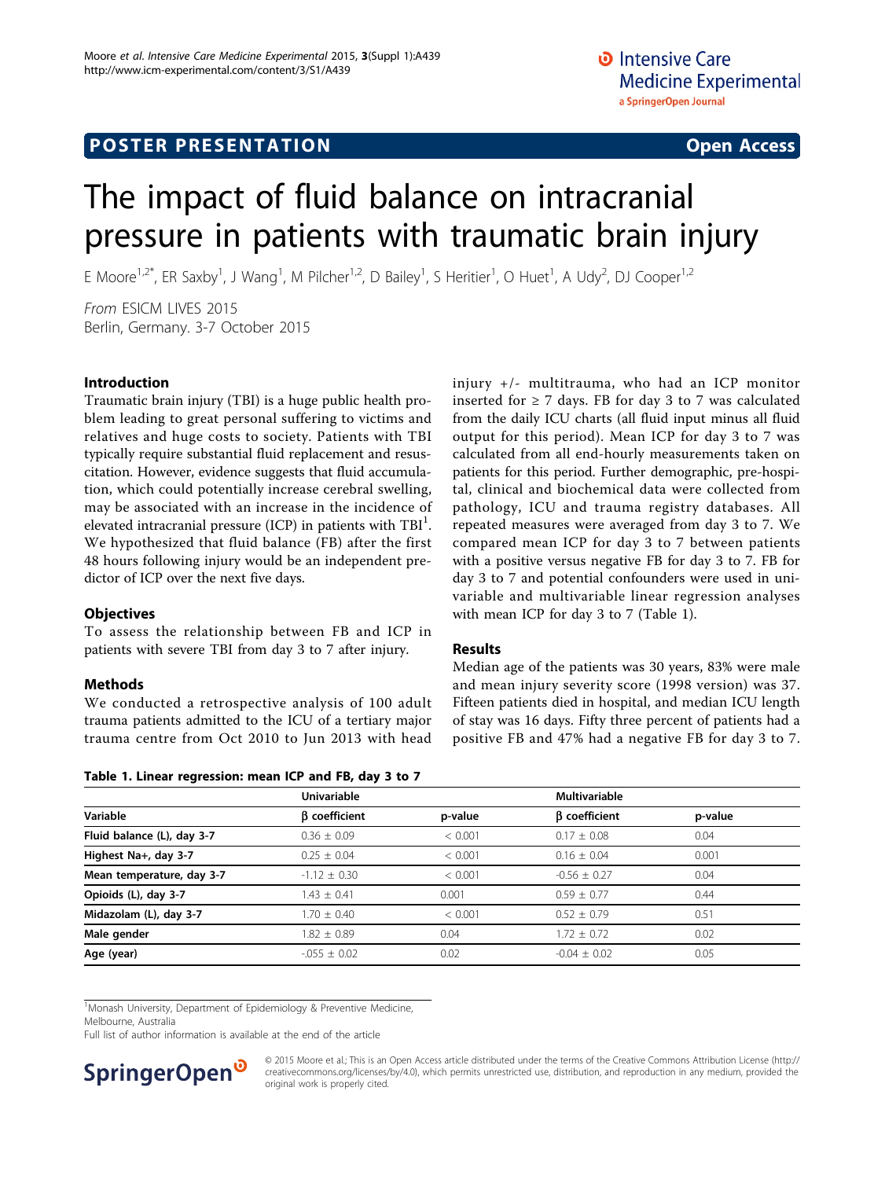POSTER PRESENTATION Open Access

# The impact of fluid balance on intracranial pressure in patients with traumatic brain injury

E Moore[1,2*], ER Saxby[1], J Wang[1], M Pilcher[1,2], D Bailey[1], S Heritier[1], O Huet[1], A Udy[2], DJ Cooper[1,2]

*From* ESICM LIVES 2015
Berlin, Germany. 3-7 October 2015

## Introduction

Traumatic brain injury (TBI) is a huge public health problem leading to great personal suffering to victims and relatives and huge costs to society. Patients with TBI typically require substantial fluid replacement and resuscitation. However, evidence suggests that fluid accumulation, which could potentially increase cerebral swelling, may be associated with an increase in the incidence of elevated intracranial pressure (ICP) in patients with TBI[1]. We hypothesized that fluid balance (FB) after the first 48 hours following injury would be an independent predictor of ICP over the next five days.

## Objectives

To assess the relationship between FB and ICP in patients with severe TBI from day 3 to 7 after injury.

## Methods

We conducted a retrospective analysis of 100 adult trauma patients admitted to the ICU of a tertiary major trauma centre from Oct 2010 to Jun 2013 with head injury +/- multitrauma, who had an ICP monitor inserted for ≥ 7 days. FB for day 3 to 7 was calculated from the daily ICU charts (all fluid input minus all fluid output for this period). Mean ICP for day 3 to 7 was calculated from all end-hourly measurements taken on patients for this period. Further demographic, pre-hospital, clinical and biochemical data were collected from pathology, ICU and trauma registry databases. All repeated measures were averaged from day 3 to 7. We compared mean ICP for day 3 to 7 between patients with a positive versus negative FB for day 3 to 7. FB for day 3 to 7 and potential confounders were used in univariable and multivariable linear regression analyses with mean ICP for day 3 to 7 (Table 1).

## Results

Median age of the patients was 30 years, 83% were male and mean injury severity score (1998 version) was 37. Fifteen patients died in hospital, and median ICU length of stay was 16 days. Fifty three percent of patients had a positive FB and 47% had a negative FB for day 3 to 7.

**Table 1. Linear regression: mean ICP and FB, day 3 to 7**

| | Univariable | | Multivariable | |
|---|---|---|---|---|
| **Variable** | **β coefficient** | **p-value** | **β coefficient** | **p-value** |
| **Fluid balance (L), day 3-7** | 0.36 ± 0.09 | < 0.001 | 0.17 ± 0.08 | 0.04 |
| **Highest Na+, day 3-7** | 0.25 ± 0.04 | < 0.001 | 0.16 ± 0.04 | 0.001 |
| **Mean temperature, day 3-7** | -1.12 ± 0.30 | < 0.001 | -0.56 ± 0.27 | 0.04 |
| **Opioids (L), day 3-7** | 1.43 ± 0.41 | 0.001 | 0.59 ± 0.77 | 0.44 |
| **Midazolam (L), day 3-7** | 1.70 ± 0.40 | < 0.001 | 0.52 ± 0.79 | 0.51 |
| **Male gender** | 1.82 ± 0.89 | 0.04 | 1.72 ± 0.72 | 0.02 |
| **Age (year)** | -.055 ± 0.02 | 0.02 | -0.04 ± 0.02 | 0.05 |

[1]Monash University, Department of Epidemiology & Preventive Medicine, Melbourne, Australia
Full list of author information is available at the end of the article

© 2015 Moore et al.; This is an Open Access article distributed under the terms of the Creative Commons Attribution License (http://creativecommons.org/licenses/by/4.0), which permits unrestricted use, distribution, and reproduction in any medium, provided the original work is properly cited.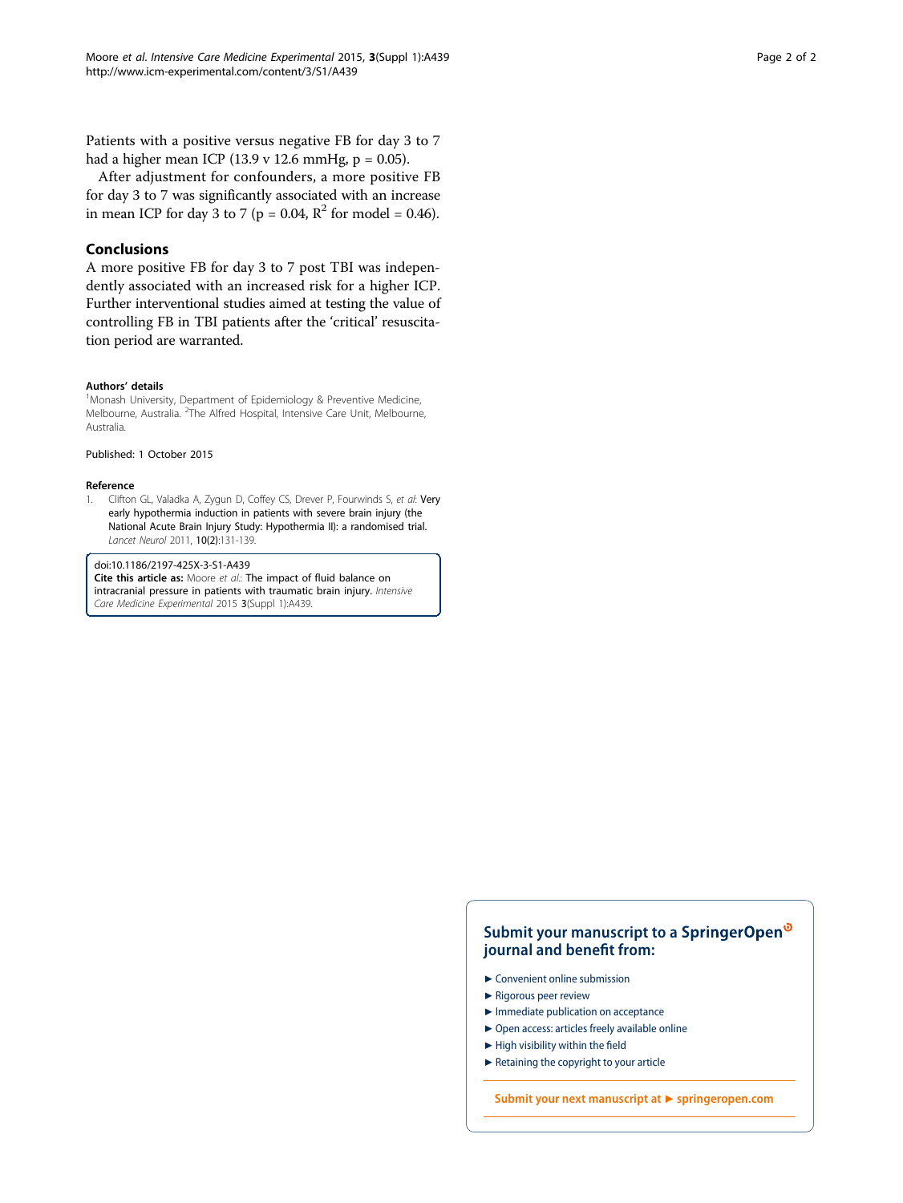Patients with a positive versus negative FB for day 3 to 7 had a higher mean ICP (13.9 v 12.6 mmHg, $p = 0.05$).

After adjustment for confounders, a more positive FB for day 3 to 7 was significantly associated with an increase in mean ICP for day 3 to 7 ($p = 0.04$, $R^2$ for model = 0.46).

## Conclusions

A more positive FB for day 3 to 7 post TBI was independently associated with an increased risk for a higher ICP. Further interventional studies aimed at testing the value of controlling FB in TBI patients after the 'critical' resuscitation period are warranted.

#### Authors' details

[1]Monash University, Department of Epidemiology & Preventive Medicine, Melbourne, Australia. [2]The Alfred Hospital, Intensive Care Unit, Melbourne, Australia.

Published: 1 October 2015

#### Reference

1. Clifton GL, Valadka A, Zygun D, Coffey CS, Drever P, Fourwinds S, *et al*: **Very early hypothermia induction in patients with severe brain injury (the National Acute Brain Injury Study: Hypothermia II): a randomised trial.** *Lancet Neurol* 2011, **10(2)**:131-139.

doi:10.1186/2197-425X-3-S1-A439
**Cite this article as:** Moore *et al.*: The impact of fluid balance on intracranial pressure in patients with traumatic brain injury. *Intensive Care Medicine Experimental* 2015 **3**(Suppl 1):A439.

**Submit your manuscript to a SpringerOpen journal and benefit from:**

- ► Convenient online submission
- ► Rigorous peer review
- ► Immediate publication on acceptance
- ► Open access: articles freely available online
- ► High visibility within the field
- ► Retaining the copyright to your article

**Submit your next manuscript at ► springeropen.com**